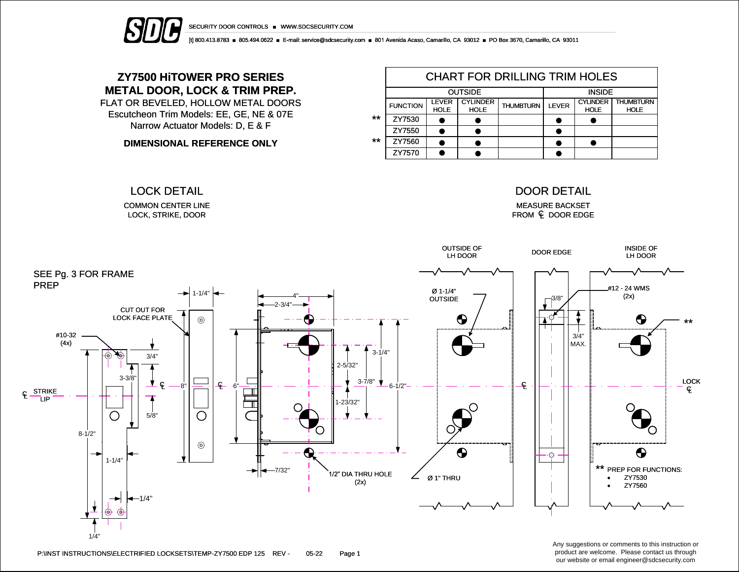SDC SECURITY DOOR CONTROLS ■ WWW.SDCSECURITY.COM

[t] 800.413.8783 ■ 805.494.0622 ■ E-mail: service@sdcsecurity.com ■ 801 Avenida Acaso, Camarillo, CA 93012 ■ PO Box 3670, Camarillo, CA 93011

# ZY7500 HiTOWER PRO SERIES
# METAL DOOR, LOCK & TRIM PREP.

FLAT OR BEVELED, HOLLOW METAL DOORS

Escutcheon Trim Models: EE, GE, NE & 07E

Narrow Actuator Models: D, E & F

**DIMENSIONAL REFERENCE ONLY**

## CHART FOR DRILLING TRIM HOLES

| | OUTSIDE | | | | INSIDE | | |
|---|---|---|---|---|---|---|---|
| FUNCTION | LEVER HOLE | CYLINDER HOLE | THUMBTURN | | LEVER | CYLINDER HOLE | THUMBTURN HOLE |
| ** ZY7530 | ● | ● | | | ● | ● | |
| ZY7550 | ● | ● | | | ● | | |
| ** ZY7560 | ● | ● | | | ● | ● | |
| ZY7570 | ● | ● | | | ● | | |

## LOCK DETAIL

COMMON CENTER LINE LOCK, STRIKE, DOOR

## DOOR DETAIL

MEASURE BACKSET FROM ℄ DOOR EDGE

SEE Pg. 3 FOR FRAME PREP

CUT OUT FOR LOCK FACE PLATE

#10-32 (4x)

℄ STRIKE LIP

1-1/4" · 4" · 2-3/4" · 3/4" · 3-3/8" · 5/8" · 8-1/2" · 1-1/4" · 1/4" · 1/4" · 8" · 6" · 3-1/4" · 2-5/32" · 3-7/8" · 6-1/2" · 1-23/32" · 7/32"

1/2" DIA THRU HOLE (2x)

OUTSIDE OF LH DOOR · DOOR EDGE · INSIDE OF LH DOOR

Ø 1-1/4" OUTSIDE

Ø 1" THRU

3/8" · 3/4" MAX.

#12 - 24 WMS (2x)

LOCK ℄

** PREP FOR FUNCTIONS:
- ZY7530
- ZY7560

P:\INST INSTRUCTIONS\ELECTRIFIED LOCKSETS\TEMP-ZY7500 EDP 125 REV - 05-22

Any suggestions or comments to this instruction or product are welcome. Please contact us through our website or email engineer@sdcsecurity.com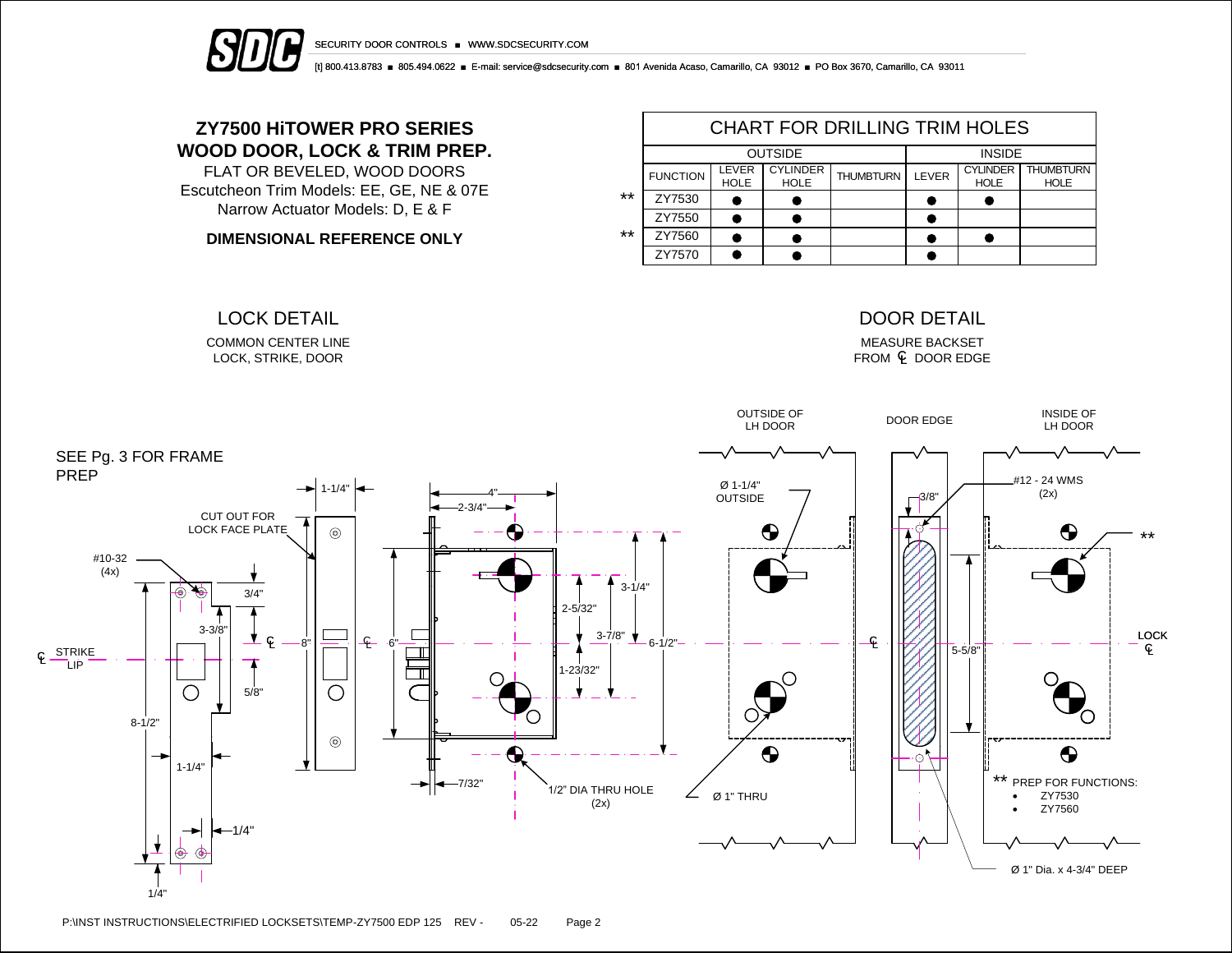SECURITY DOOR CONTROLS ■ WWW.SDCSECURITY.COM

[t] 800.413.8783 ■ 805.494.0622 ■ E-mail: service@sdcsecurity.com ■ 801 Avenida Acaso, Camarillo, CA 93012 ■ PO Box 3670, Camarillo, CA 93011

# ZY7500 HiTOWER PRO SERIES WOOD DOOR, LOCK & TRIM PREP.

FLAT OR BEVELED, WOOD DOORS
Escutcheon Trim Models: EE, GE, NE & 07E
Narrow Actuator Models: D, E & F

**DIMENSIONAL REFERENCE ONLY**

## CHART FOR DRILLING TRIM HOLES

| | | OUTSIDE | | | INSIDE | | |
|---|---|---|---|---|---|---|---|
| | FUNCTION | LEVER HOLE | CYLINDER HOLE | THUMBTURN | LEVER | CYLINDER HOLE | THUMBTURN HOLE |
| ** | ZY7530 | ● | ● | | ● | ● | |
| | ZY7550 | ● | ● | | ● | | |
| ** | ZY7560 | ● | ● | | ● | ● | |
| | ZY7570 | ● | ● | | ● | | |

## LOCK DETAIL

COMMON CENTER LINE
LOCK, STRIKE, DOOR

SEE Pg. 3 FOR FRAME PREP

CUT OUT FOR LOCK FACE PLATE

#10-32 (4x)

℄ STRIKE LIP

1-1/4", 3/4", 3-3/8", 5/8", 8-1/2", 1-1/4", 1/4", 1/4", 8", 6", 4", 2-3/4", 2-5/32", 3-1/4", 3-7/8", 6-1/2", 1-23/32", 7/32"

1/2" DIA THRU HOLE (2x)

## DOOR DETAIL

MEASURE BACKSET FROM ℄ DOOR EDGE

OUTSIDE OF LH DOOR — DOOR EDGE — INSIDE OF LH DOOR

Ø 1-1/4" OUTSIDE

3/8"

#12 - 24 WMS (2x)

**

5-5/8"

LOCK ℄

Ø 1" THRU

Ø 1" Dia. x 4-3/4" DEEP

** PREP FOR FUNCTIONS:
- ZY7530
- ZY7560

P:\INST INSTRUCTIONS\ELECTRIFIED LOCKSETS\TEMP-ZY7500 EDP 125 REV - 05-22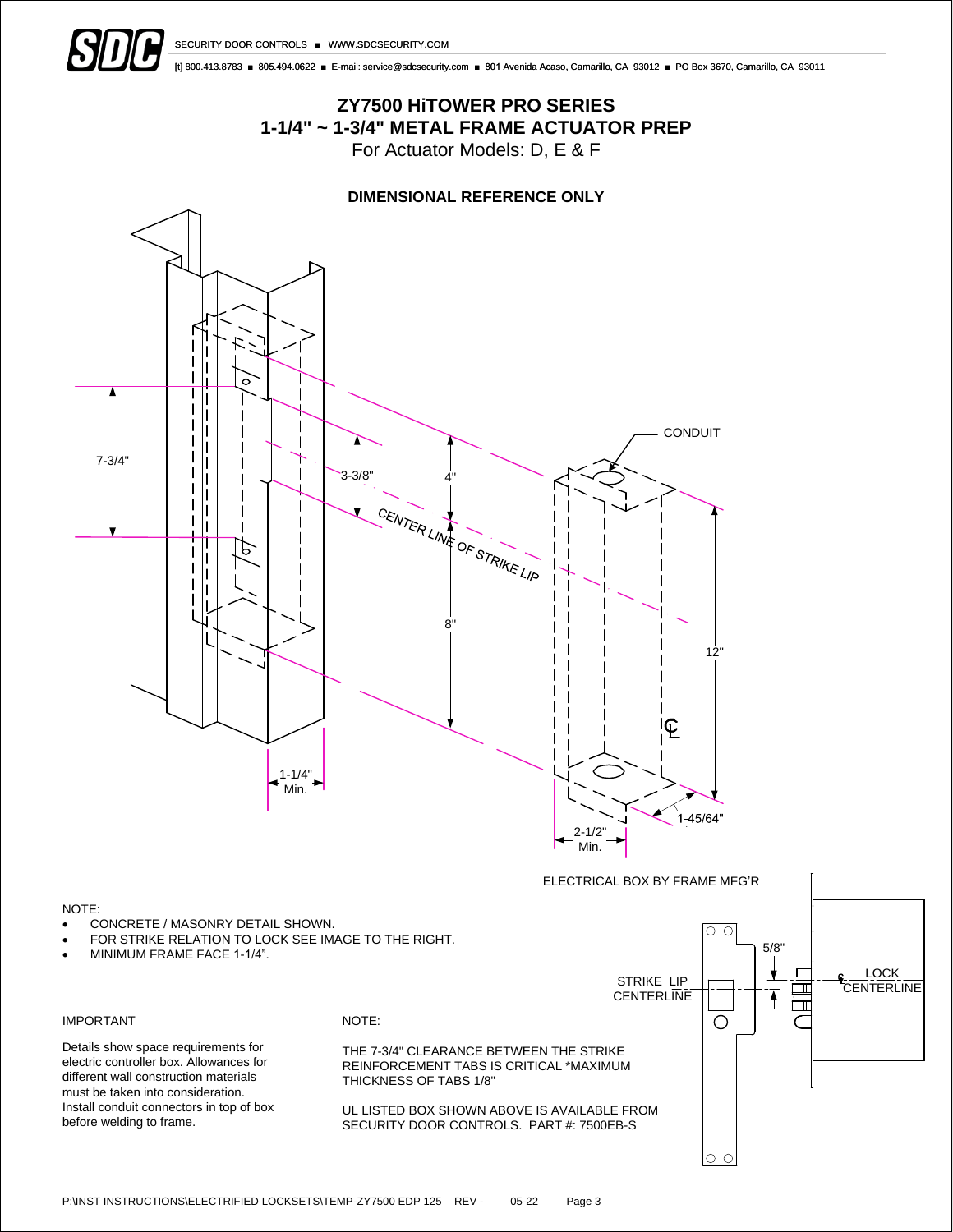# ZY7500 HiTOWER PRO SERIES

# 1-1/4" ~ 1-3/4" METAL FRAME ACTUATOR PREP

For Actuator Models: D, E & F

**DIMENSIONAL REFERENCE ONLY**

CONDUIT

7-3/4"

3-3/8"

4"

CENTER LINE OF STRIKE LIP

8"

12"

1-1/4" Min.

2-1/2" Min.

1-45/64"

ELECTRICAL BOX BY FRAME MFG'R

5/8"

STRIKE LIP CENTERLINE

LOCK CENTERLINE

NOTE:

- CONCRETE / MASONRY DETAIL SHOWN.
- FOR STRIKE RELATION TO LOCK SEE IMAGE TO THE RIGHT.
- MINIMUM FRAME FACE 1-1/4".

IMPORTANT

Details show space requirements for electric controller box. Allowances for different wall construction materials must be taken into consideration. Install conduit connectors in top of box before welding to frame.

NOTE:

THE 7-3/4" CLEARANCE BETWEEN THE STRIKE REINFORCEMENT TABS IS CRITICAL *MAXIMUM THICKNESS OF TABS 1/8"

UL LISTED BOX SHOWN ABOVE IS AVAILABLE FROM SECURITY DOOR CONTROLS. PART #: 7500EB-S

P:\INST INSTRUCTIONS\ELECTRIFIED LOCKSETS\TEMP-ZY7500 EDP 125 REV - 05-22